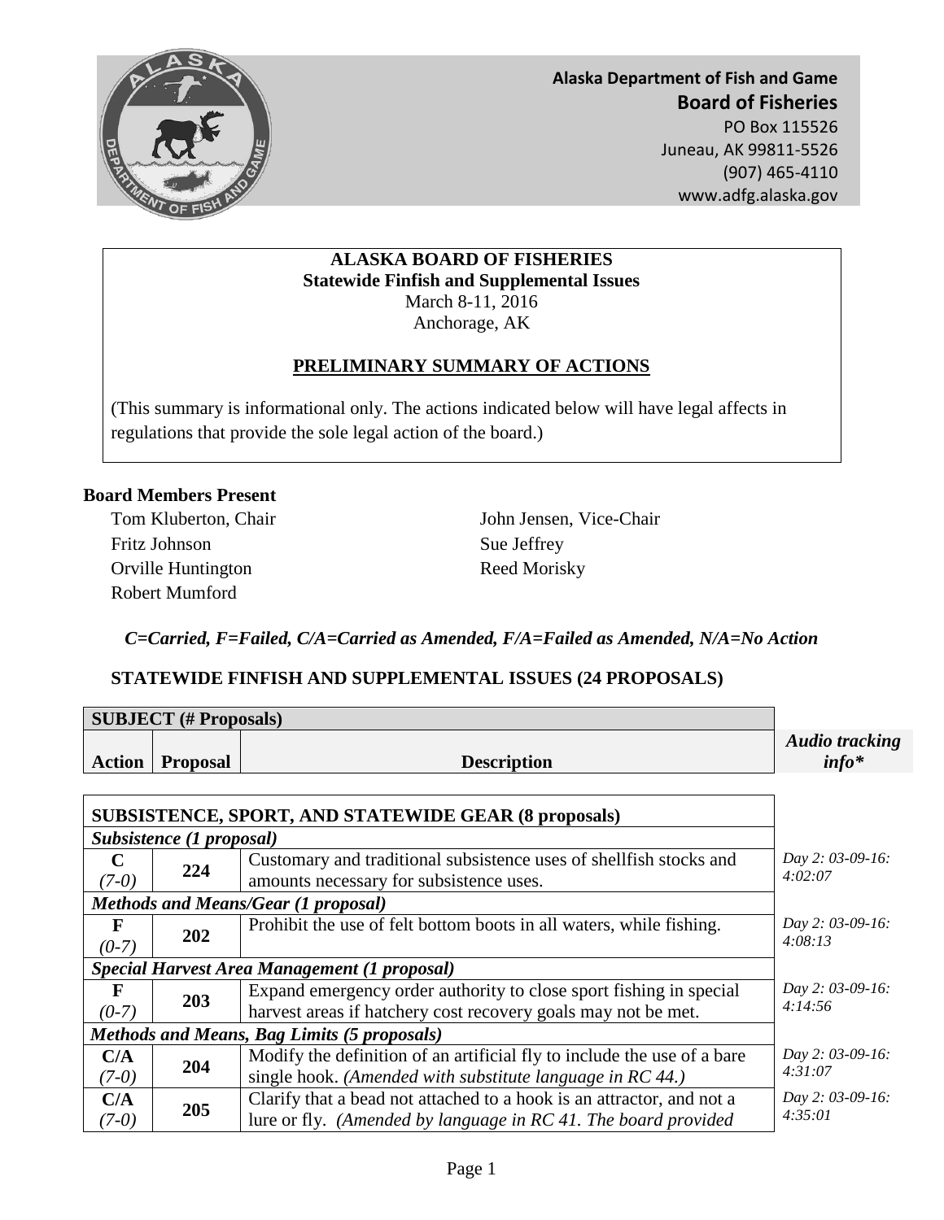**Alaska Department of Fish and Game**
**Board of Fisheries**
PO Box 115526
Juneau, AK 99811-5526
(907) 465-4110
www.adfg.alaska.gov

**ALASKA BOARD OF FISHERIES**
**Statewide Finfish and Supplemental Issues**
March 8-11, 2016
Anchorage, AK

**PRELIMINARY SUMMARY OF ACTIONS**

(This summary is informational only. The actions indicated below will have legal affects in regulations that provide the sole legal action of the board.)

**Board Members Present**

Tom Kluberton, Chair
John Jensen, Vice-Chair
Fritz Johnson
Sue Jeffrey
Orville Huntington
Reed Morisky
Robert Mumford

***C=Carried, F=Failed, C/A=Carried as Amended, F/A=Failed as Amended, N/A=No Action***

**STATEWIDE FINFISH AND SUPPLEMENTAL ISSUES (24 PROPOSALS)**

| Action | Proposal | Description | *Audio tracking info\** |
|---|---|---|---|
| **SUBSISTENCE, SPORT, AND STATEWIDE GEAR (8 proposals)** | | | |
| ***Subsistence (1 proposal)*** | | | |
| **C** *(7-0)* | **224** | Customary and traditional subsistence uses of shellfish stocks and amounts necessary for subsistence uses. | *Day 2: 03-09-16: 4:02:07* |
| ***Methods and Means/Gear (1 proposal)*** | | | |
| **F** *(0-7)* | **202** | Prohibit the use of felt bottom boots in all waters, while fishing. | *Day 2: 03-09-16: 4:08:13* |
| ***Special Harvest Area Management (1 proposal)*** | | | |
| **F** *(0-7)* | **203** | Expand emergency order authority to close sport fishing in special harvest areas if hatchery cost recovery goals may not be met. | *Day 2: 03-09-16: 4:14:56* |
| ***Methods and Means, Bag Limits (5 proposals)*** | | | |
| **C/A** *(7-0)* | **204** | Modify the definition of an artificial fly to include the use of a bare single hook. *(Amended with substitute language in RC 44.)* | *Day 2: 03-09-16: 4:31:07* |
| **C/A** *(7-0)* | **205** | Clarify that a bead not attached to a hook is an attractor, and not a lure or fly. *(Amended by language in RC 41. The board provided* | *Day 2: 03-09-16: 4:35:01* |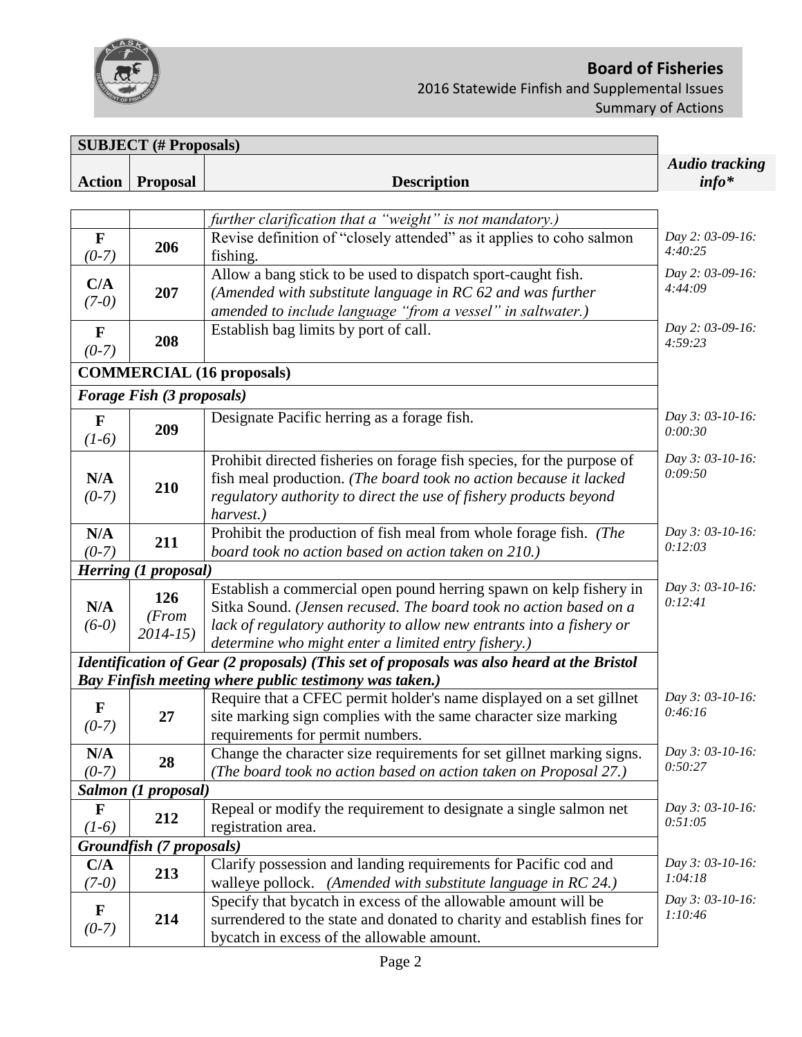| Action | Proposal | Description | Audio tracking info* |
|---|---|---|---|
| | | *further clarification that a "weight" is not mandatory.)* | |
| **F** *(0-7)* | **206** | Revise definition of "closely attended" as it applies to coho salmon fishing. | *Day 2: 03-09-16: 4:40:25* |
| **C/A** *(7-0)* | **207** | Allow a bang stick to be used to dispatch sport-caught fish. *(Amended with substitute language in RC 62 and was further amended to include language "from a vessel" in saltwater.)* | *Day 2: 03-09-16: 4:44:09* |
| **F** *(0-7)* | **208** | Establish bag limits by port of call. | *Day 2: 03-09-16: 4:59:23* |
| **COMMERCIAL (16 proposals)** | | | |
| ***Forage Fish (3 proposals)*** | | | |
| **F** *(1-6)* | **209** | Designate Pacific herring as a forage fish. | *Day 3: 03-10-16: 0:00:30* |
| **N/A** *(0-7)* | **210** | Prohibit directed fisheries on forage fish species, for the purpose of fish meal production. *(The board took no action because it lacked regulatory authority to direct the use of fishery products beyond harvest.)* | *Day 3: 03-10-16: 0:09:50* |
| **N/A** *(0-7)* | **211** | Prohibit the production of fish meal from whole forage fish. *(The board took no action based on action taken on 210.)* | *Day 3: 03-10-16: 0:12:03* |
| ***Herring (1 proposal)*** | | | |
| **N/A** *(6-0)* | **126** *(From 2014-15)* | Establish a commercial open pound herring spawn on kelp fishery in Sitka Sound. *(Jensen recused. The board took no action based on a lack of regulatory authority to allow new entrants into a fishery or determine who might enter a limited entry fishery.)* | *Day 3: 03-10-16: 0:12:41* |
| ***Identification of Gear (2 proposals) (This set of proposals was also heard at the Bristol Bay Finfish meeting where public testimony was taken.)*** | | | |
| **F** *(0-7)* | **27** | Require that a CFEC permit holder's name displayed on a set gillnet site marking sign complies with the same character size marking requirements for permit numbers. | *Day 3: 03-10-16: 0:46:16* |
| **N/A** *(0-7)* | **28** | Change the character size requirements for set gillnet marking signs. *(The board took no action based on action taken on Proposal 27.)* | *Day 3: 03-10-16: 0:50:27* |
| ***Salmon (1 proposal)*** | | | |
| **F** *(1-6)* | **212** | Repeal or modify the requirement to designate a single salmon net registration area. | *Day 3: 03-10-16: 0:51:05* |
| ***Groundfish (7 proposals)*** | | | |
| **C/A** *(7-0)* | **213** | Clarify possession and landing requirements for Pacific cod and walleye pollock. *(Amended with substitute language in RC 24.)* | *Day 3: 03-10-16: 1:04:18* |
| **F** *(0-7)* | **214** | Specify that bycatch in excess of the allowable amount will be surrendered to the state and donated to charity and establish fines for bycatch in excess of the allowable amount. | *Day 3: 03-10-16: 1:10:46* |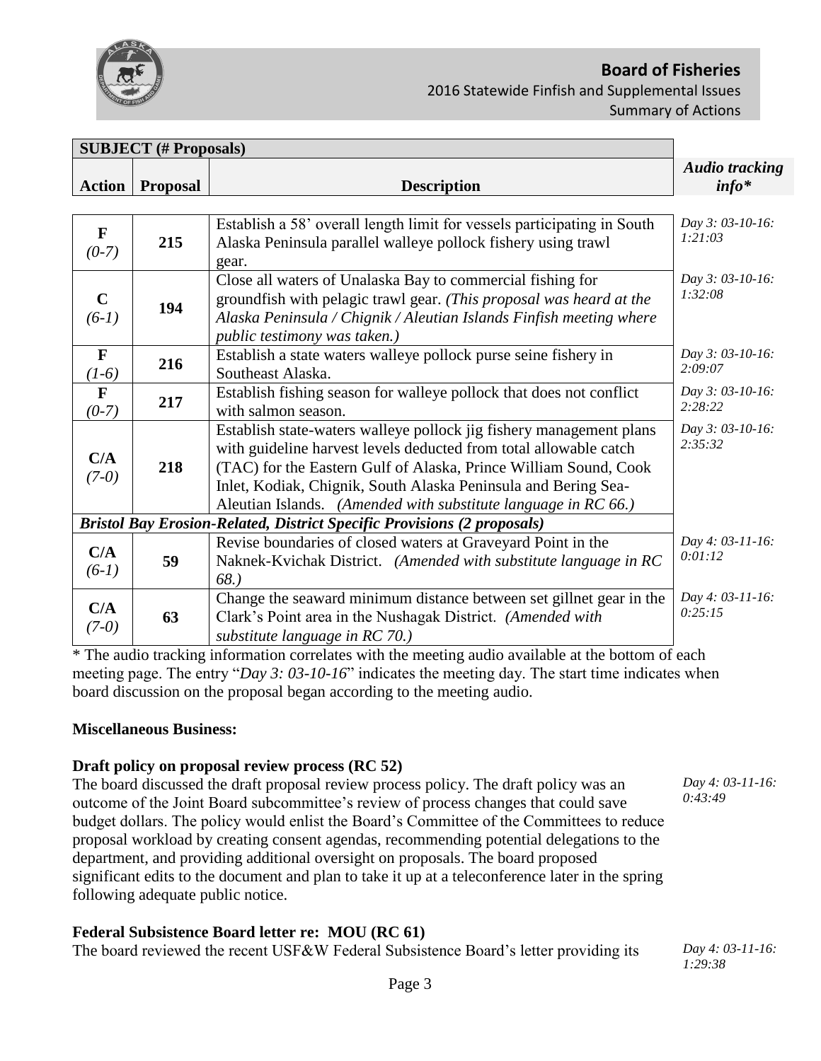| **SUBJECT (# Proposals)** | | | |
|---|---|---|---|
| **Action** | **Proposal** | **Description** | ***Audio tracking info**** |
| **F** *(0-7)* | **215** | Establish a 58' overall length limit for vessels participating in South Alaska Peninsula parallel walleye pollock fishery using trawl gear. | *Day 3: 03-10-16: 1:21:03* |
| **C** *(6-1)* | **194** | Close all waters of Unalaska Bay to commercial fishing for groundfish with pelagic trawl gear. *(This proposal was heard at the Alaska Peninsula / Chignik / Aleutian Islands Finfish meeting where public testimony was taken.)* | *Day 3: 03-10-16: 1:32:08* |
| **F** *(1-6)* | **216** | Establish a state waters walleye pollock purse seine fishery in Southeast Alaska. | *Day 3: 03-10-16: 2:09:07* |
| **F** *(0-7)* | **217** | Establish fishing season for walleye pollock that does not conflict with salmon season. | *Day 3: 03-10-16: 2:28:22* |
| **C/A** *(7-0)* | **218** | Establish state-waters walleye pollock jig fishery management plans with guideline harvest levels deducted from total allowable catch (TAC) for the Eastern Gulf of Alaska, Prince William Sound, Cook Inlet, Kodiak, Chignik, South Alaska Peninsula and Bering Sea-Aleutian Islands. *(Amended with substitute language in RC 66.)* | *Day 3: 03-10-16: 2:35:32* |
| ***Bristol Bay Erosion-Related, District Specific Provisions (2 proposals)*** | | | |
| **C/A** *(6-1)* | **59** | Revise boundaries of closed waters at Graveyard Point in the Naknek-Kvichak District. *(Amended with substitute language in RC 68.)* | *Day 4: 03-11-16: 0:01:12* |
| **C/A** *(7-0)* | **63** | Change the seaward minimum distance between set gillnet gear in the Clark's Point area in the Nushagak District. *(Amended with substitute language in RC 70.)* | *Day 4: 03-11-16: 0:25:15* |

* The audio tracking information correlates with the meeting audio available at the bottom of each meeting page. The entry "*Day 3: 03-10-16*" indicates the meeting day. The start time indicates when board discussion on the proposal began according to the meeting audio.

**Miscellaneous Business:**

**Draft policy on proposal review process (RC 52)**

*Day 4: 03-11-16: 0:43:49*

The board discussed the draft proposal review process policy. The draft policy was an outcome of the Joint Board subcommittee's review of process changes that could save budget dollars. The policy would enlist the Board's Committee of the Committees to reduce proposal workload by creating consent agendas, recommending potential delegations to the department, and providing additional oversight on proposals. The board proposed significant edits to the document and plan to take it up at a teleconference later in the spring following adequate public notice.

**Federal Subsistence Board letter re: MOU (RC 61)**

*Day 4: 03-11-16: 1:29:38*

The board reviewed the recent USF&W Federal Subsistence Board's letter providing its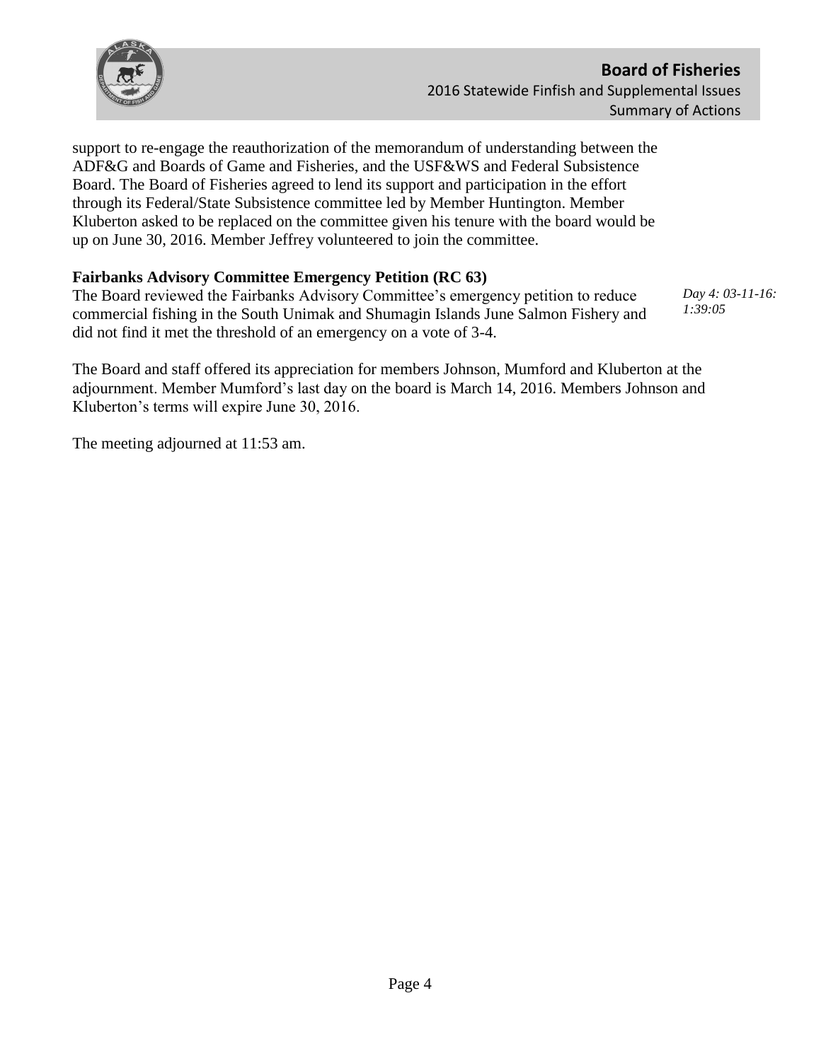support to re-engage the reauthorization of the memorandum of understanding between the ADF&G and Boards of Game and Fisheries, and the USF&WS and Federal Subsistence Board. The Board of Fisheries agreed to lend its support and participation in the effort through its Federal/State Subsistence committee led by Member Huntington. Member Kluberton asked to be replaced on the committee given his tenure with the board would be up on June 30, 2016. Member Jeffrey volunteered to join the committee.

**Fairbanks Advisory Committee Emergency Petition (RC 63)**

The Board reviewed the Fairbanks Advisory Committee's emergency petition to reduce commercial fishing in the South Unimak and Shumagin Islands June Salmon Fishery and did not find it met the threshold of an emergency on a vote of 3-4.

*Day 4: 03-11-16: 1:39:05*

The Board and staff offered its appreciation for members Johnson, Mumford and Kluberton at the adjournment. Member Mumford's last day on the board is March 14, 2016. Members Johnson and Kluberton's terms will expire June 30, 2016.

The meeting adjourned at 11:53 am.